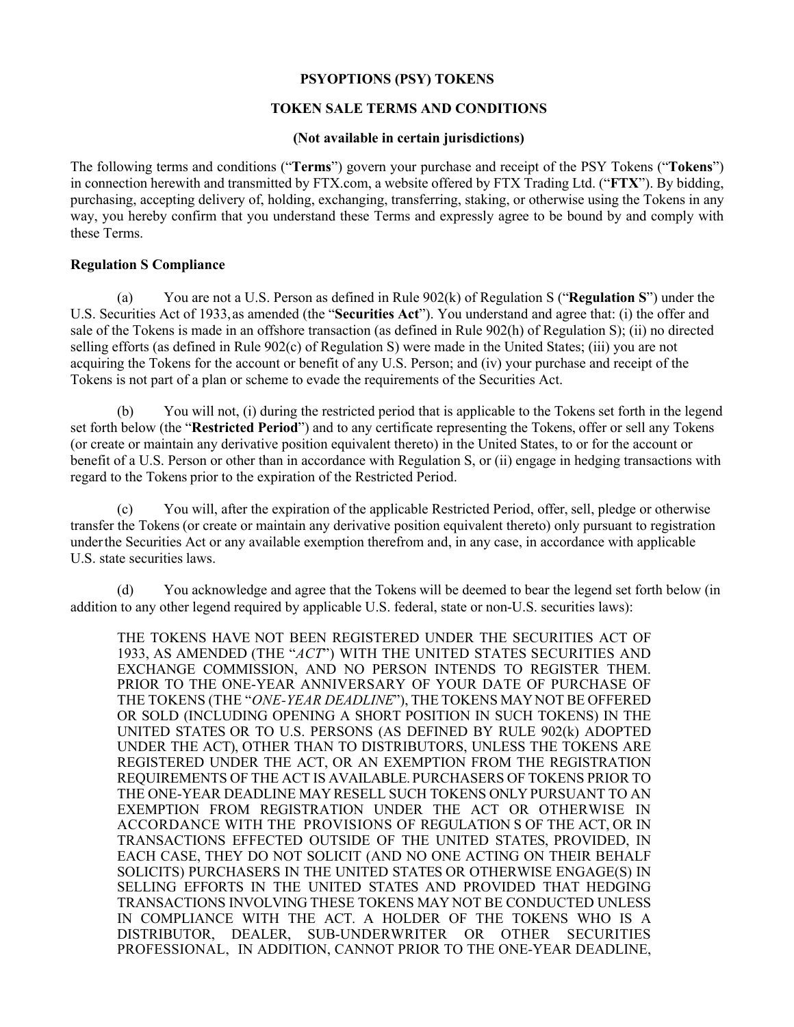**PSYOPTIONS (PSY) TOKENS**

**TOKEN SALE TERMS AND CONDITIONS**

**(Not available in certain jurisdictions)**

The following terms and conditions ("**Terms**") govern your purchase and receipt of the PSY Tokens ("**Tokens**") in connection herewith and transmitted by FTX.com, a website offered by FTX Trading Ltd. ("**FTX**"). By bidding, purchasing, accepting delivery of, holding, exchanging, transferring, staking, or otherwise using the Tokens in any way, you hereby confirm that you understand these Terms and expressly agree to be bound by and comply with these Terms.

**Regulation S Compliance**

(a) You are not a U.S. Person as defined in Rule 902(k) of Regulation S ("**Regulation S**") under the U.S. Securities Act of 1933, as amended (the "**Securities Act**"). You understand and agree that: (i) the offer and sale of the Tokens is made in an offshore transaction (as defined in Rule 902(h) of Regulation S); (ii) no directed selling efforts (as defined in Rule 902(c) of Regulation S) were made in the United States; (iii) you are not acquiring the Tokens for the account or benefit of any U.S. Person; and (iv) your purchase and receipt of the Tokens is not part of a plan or scheme to evade the requirements of the Securities Act.

(b) You will not, (i) during the restricted period that is applicable to the Tokens set forth in the legend set forth below (the "**Restricted Period**") and to any certificate representing the Tokens, offer or sell any Tokens (or create or maintain any derivative position equivalent thereto) in the United States, to or for the account or benefit of a U.S. Person or other than in accordance with Regulation S, or (ii) engage in hedging transactions with regard to the Tokens prior to the expiration of the Restricted Period.

(c) You will, after the expiration of the applicable Restricted Period, offer, sell, pledge or otherwise transfer the Tokens (or create or maintain any derivative position equivalent thereto) only pursuant to registration under the Securities Act or any available exemption therefrom and, in any case, in accordance with applicable U.S. state securities laws.

(d) You acknowledge and agree that the Tokens will be deemed to bear the legend set forth below (in addition to any other legend required by applicable U.S. federal, state or non-U.S. securities laws):

> THE TOKENS HAVE NOT BEEN REGISTERED UNDER THE SECURITIES ACT OF 1933, AS AMENDED (THE "*ACT*") WITH THE UNITED STATES SECURITIES AND EXCHANGE COMMISSION, AND NO PERSON INTENDS TO REGISTER THEM. PRIOR TO THE ONE-YEAR ANNIVERSARY OF YOUR DATE OF PURCHASE OF THE TOKENS (THE "*ONE-YEAR DEADLINE*"), THE TOKENS MAY NOT BE OFFERED OR SOLD (INCLUDING OPENING A SHORT POSITION IN SUCH TOKENS) IN THE UNITED STATES OR TO U.S. PERSONS (AS DEFINED BY RULE 902(k) ADOPTED UNDER THE ACT), OTHER THAN TO DISTRIBUTORS, UNLESS THE TOKENS ARE REGISTERED UNDER THE ACT, OR AN EXEMPTION FROM THE REGISTRATION REQUIREMENTS OF THE ACT IS AVAILABLE. PURCHASERS OF TOKENS PRIOR TO THE ONE-YEAR DEADLINE MAY RESELL SUCH TOKENS ONLY PURSUANT TO AN EXEMPTION FROM REGISTRATION UNDER THE ACT OR OTHERWISE IN ACCORDANCE WITH THE PROVISIONS OF REGULATION S OF THE ACT, OR IN TRANSACTIONS EFFECTED OUTSIDE OF THE UNITED STATES, PROVIDED, IN EACH CASE, THEY DO NOT SOLICIT (AND NO ONE ACTING ON THEIR BEHALF SOLICITS) PURCHASERS IN THE UNITED STATES OR OTHERWISE ENGAGE(S) IN SELLING EFFORTS IN THE UNITED STATES AND PROVIDED THAT HEDGING TRANSACTIONS INVOLVING THESE TOKENS MAY NOT BE CONDUCTED UNLESS IN COMPLIANCE WITH THE ACT. A HOLDER OF THE TOKENS WHO IS A DISTRIBUTOR, DEALER, SUB-UNDERWRITER OR OTHER SECURITIES PROFESSIONAL, IN ADDITION, CANNOT PRIOR TO THE ONE-YEAR DEADLINE,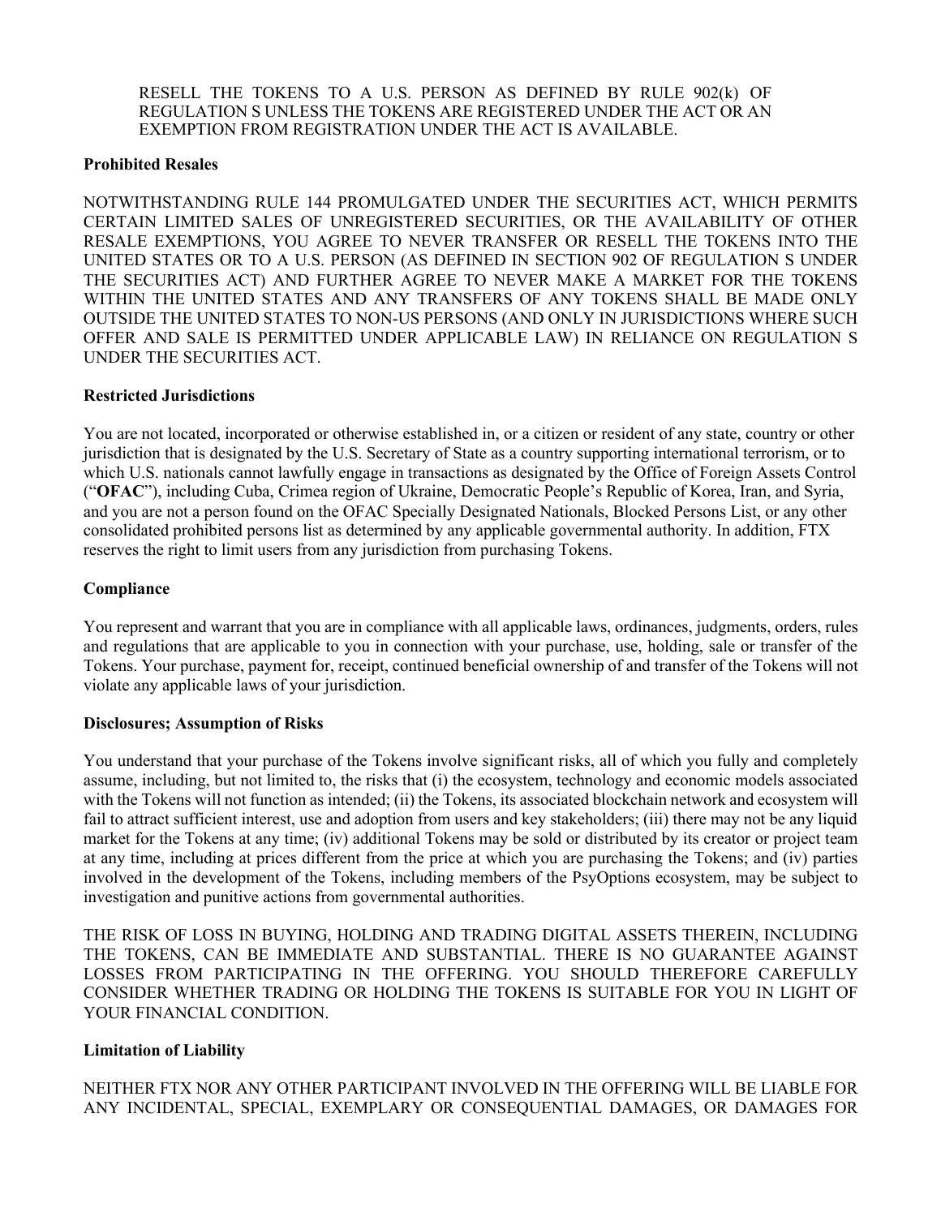RESELL THE TOKENS TO A U.S. PERSON AS DEFINED BY RULE 902(k) OF REGULATION S UNLESS THE TOKENS ARE REGISTERED UNDER THE ACT OR AN EXEMPTION FROM REGISTRATION UNDER THE ACT IS AVAILABLE.

**Prohibited Resales**

NOTWITHSTANDING RULE 144 PROMULGATED UNDER THE SECURITIES ACT, WHICH PERMITS CERTAIN LIMITED SALES OF UNREGISTERED SECURITIES, OR THE AVAILABILITY OF OTHER RESALE EXEMPTIONS, YOU AGREE TO NEVER TRANSFER OR RESELL THE TOKENS INTO THE UNITED STATES OR TO A U.S. PERSON (AS DEFINED IN SECTION 902 OF REGULATION S UNDER THE SECURITIES ACT) AND FURTHER AGREE TO NEVER MAKE A MARKET FOR THE TOKENS WITHIN THE UNITED STATES AND ANY TRANSFERS OF ANY TOKENS SHALL BE MADE ONLY OUTSIDE THE UNITED STATES TO NON-US PERSONS (AND ONLY IN JURISDICTIONS WHERE SUCH OFFER AND SALE IS PERMITTED UNDER APPLICABLE LAW) IN RELIANCE ON REGULATION S UNDER THE SECURITIES ACT.

**Restricted Jurisdictions**

You are not located, incorporated or otherwise established in, or a citizen or resident of any state, country or other jurisdiction that is designated by the U.S. Secretary of State as a country supporting international terrorism, or to which U.S. nationals cannot lawfully engage in transactions as designated by the Office of Foreign Assets Control ("**OFAC**"), including Cuba, Crimea region of Ukraine, Democratic People's Republic of Korea, Iran, and Syria, and you are not a person found on the OFAC Specially Designated Nationals, Blocked Persons List, or any other consolidated prohibited persons list as determined by any applicable governmental authority. In addition, FTX reserves the right to limit users from any jurisdiction from purchasing Tokens.

**Compliance**

You represent and warrant that you are in compliance with all applicable laws, ordinances, judgments, orders, rules and regulations that are applicable to you in connection with your purchase, use, holding, sale or transfer of the Tokens. Your purchase, payment for, receipt, continued beneficial ownership of and transfer of the Tokens will not violate any applicable laws of your jurisdiction.

**Disclosures; Assumption of Risks**

You understand that your purchase of the Tokens involve significant risks, all of which you fully and completely assume, including, but not limited to, the risks that (i) the ecosystem, technology and economic models associated with the Tokens will not function as intended; (ii) the Tokens, its associated blockchain network and ecosystem will fail to attract sufficient interest, use and adoption from users and key stakeholders; (iii) there may not be any liquid market for the Tokens at any time; (iv) additional Tokens may be sold or distributed by its creator or project team at any time, including at prices different from the price at which you are purchasing the Tokens; and (iv) parties involved in the development of the Tokens, including members of the PsyOptions ecosystem, may be subject to investigation and punitive actions from governmental authorities.

THE RISK OF LOSS IN BUYING, HOLDING AND TRADING DIGITAL ASSETS THEREIN, INCLUDING THE TOKENS, CAN BE IMMEDIATE AND SUBSTANTIAL. THERE IS NO GUARANTEE AGAINST LOSSES FROM PARTICIPATING IN THE OFFERING. YOU SHOULD THEREFORE CAREFULLY CONSIDER WHETHER TRADING OR HOLDING THE TOKENS IS SUITABLE FOR YOU IN LIGHT OF YOUR FINANCIAL CONDITION.

**Limitation of Liability**

NEITHER FTX NOR ANY OTHER PARTICIPANT INVOLVED IN THE OFFERING WILL BE LIABLE FOR ANY INCIDENTAL, SPECIAL, EXEMPLARY OR CONSEQUENTIAL DAMAGES, OR DAMAGES FOR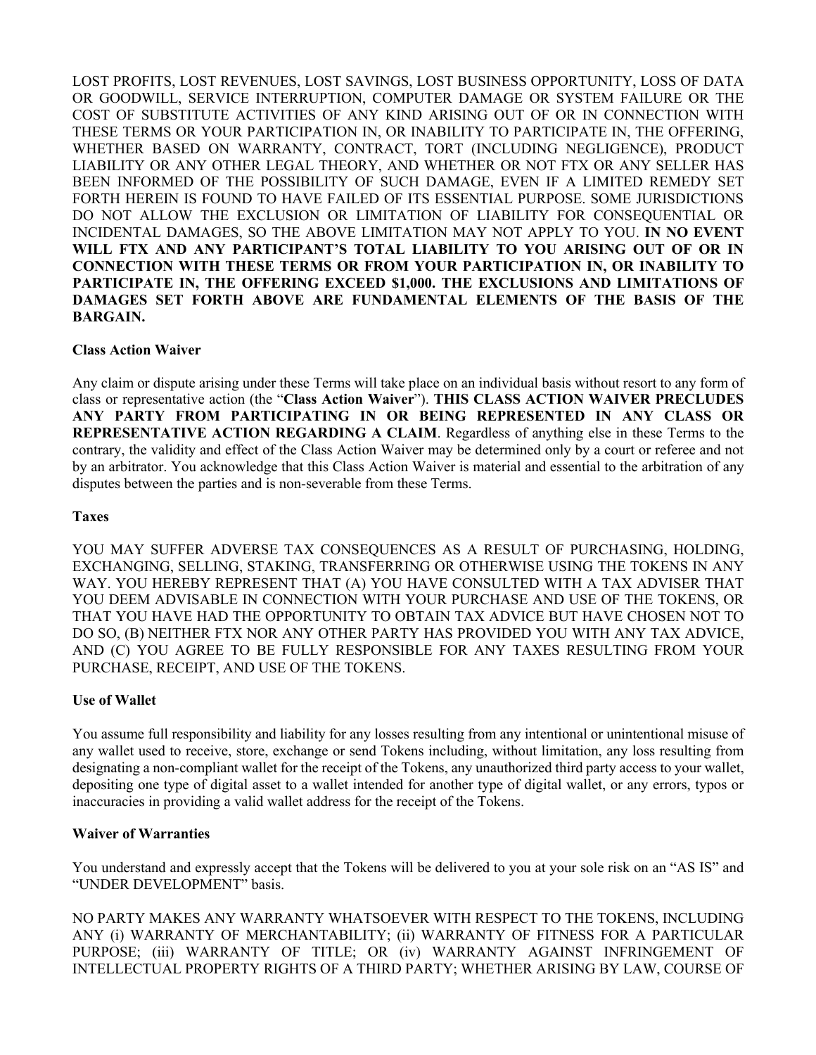LOST PROFITS, LOST REVENUES, LOST SAVINGS, LOST BUSINESS OPPORTUNITY, LOSS OF DATA OR GOODWILL, SERVICE INTERRUPTION, COMPUTER DAMAGE OR SYSTEM FAILURE OR THE COST OF SUBSTITUTE ACTIVITIES OF ANY KIND ARISING OUT OF OR IN CONNECTION WITH THESE TERMS OR YOUR PARTICIPATION IN, OR INABILITY TO PARTICIPATE IN, THE OFFERING, WHETHER BASED ON WARRANTY, CONTRACT, TORT (INCLUDING NEGLIGENCE), PRODUCT LIABILITY OR ANY OTHER LEGAL THEORY, AND WHETHER OR NOT FTX OR ANY SELLER HAS BEEN INFORMED OF THE POSSIBILITY OF SUCH DAMAGE, EVEN IF A LIMITED REMEDY SET FORTH HEREIN IS FOUND TO HAVE FAILED OF ITS ESSENTIAL PURPOSE. SOME JURISDICTIONS DO NOT ALLOW THE EXCLUSION OR LIMITATION OF LIABILITY FOR CONSEQUENTIAL OR INCIDENTAL DAMAGES, SO THE ABOVE LIMITATION MAY NOT APPLY TO YOU. **IN NO EVENT WILL FTX AND ANY PARTICIPANT'S TOTAL LIABILITY TO YOU ARISING OUT OF OR IN CONNECTION WITH THESE TERMS OR FROM YOUR PARTICIPATION IN, OR INABILITY TO PARTICIPATE IN, THE OFFERING EXCEED $1,000. THE EXCLUSIONS AND LIMITATIONS OF DAMAGES SET FORTH ABOVE ARE FUNDAMENTAL ELEMENTS OF THE BASIS OF THE BARGAIN.**

**Class Action Waiver**

Any claim or dispute arising under these Terms will take place on an individual basis without resort to any form of class or representative action (the "**Class Action Waiver**"). **THIS CLASS ACTION WAIVER PRECLUDES ANY PARTY FROM PARTICIPATING IN OR BEING REPRESENTED IN ANY CLASS OR REPRESENTATIVE ACTION REGARDING A CLAIM**. Regardless of anything else in these Terms to the contrary, the validity and effect of the Class Action Waiver may be determined only by a court or referee and not by an arbitrator. You acknowledge that this Class Action Waiver is material and essential to the arbitration of any disputes between the parties and is non-severable from these Terms.

**Taxes**

YOU MAY SUFFER ADVERSE TAX CONSEQUENCES AS A RESULT OF PURCHASING, HOLDING, EXCHANGING, SELLING, STAKING, TRANSFERRING OR OTHERWISE USING THE TOKENS IN ANY WAY. YOU HEREBY REPRESENT THAT (A) YOU HAVE CONSULTED WITH A TAX ADVISER THAT YOU DEEM ADVISABLE IN CONNECTION WITH YOUR PURCHASE AND USE OF THE TOKENS, OR THAT YOU HAVE HAD THE OPPORTUNITY TO OBTAIN TAX ADVICE BUT HAVE CHOSEN NOT TO DO SO, (B) NEITHER FTX NOR ANY OTHER PARTY HAS PROVIDED YOU WITH ANY TAX ADVICE, AND (C) YOU AGREE TO BE FULLY RESPONSIBLE FOR ANY TAXES RESULTING FROM YOUR PURCHASE, RECEIPT, AND USE OF THE TOKENS.

**Use of Wallet**

You assume full responsibility and liability for any losses resulting from any intentional or unintentional misuse of any wallet used to receive, store, exchange or send Tokens including, without limitation, any loss resulting from designating a non-compliant wallet for the receipt of the Tokens, any unauthorized third party access to your wallet, depositing one type of digital asset to a wallet intended for another type of digital wallet, or any errors, typos or inaccuracies in providing a valid wallet address for the receipt of the Tokens.

**Waiver of Warranties**

You understand and expressly accept that the Tokens will be delivered to you at your sole risk on an "AS IS" and "UNDER DEVELOPMENT" basis.

NO PARTY MAKES ANY WARRANTY WHATSOEVER WITH RESPECT TO THE TOKENS, INCLUDING ANY (i) WARRANTY OF MERCHANTABILITY; (ii) WARRANTY OF FITNESS FOR A PARTICULAR PURPOSE; (iii) WARRANTY OF TITLE; OR (iv) WARRANTY AGAINST INFRINGEMENT OF INTELLECTUAL PROPERTY RIGHTS OF A THIRD PARTY; WHETHER ARISING BY LAW, COURSE OF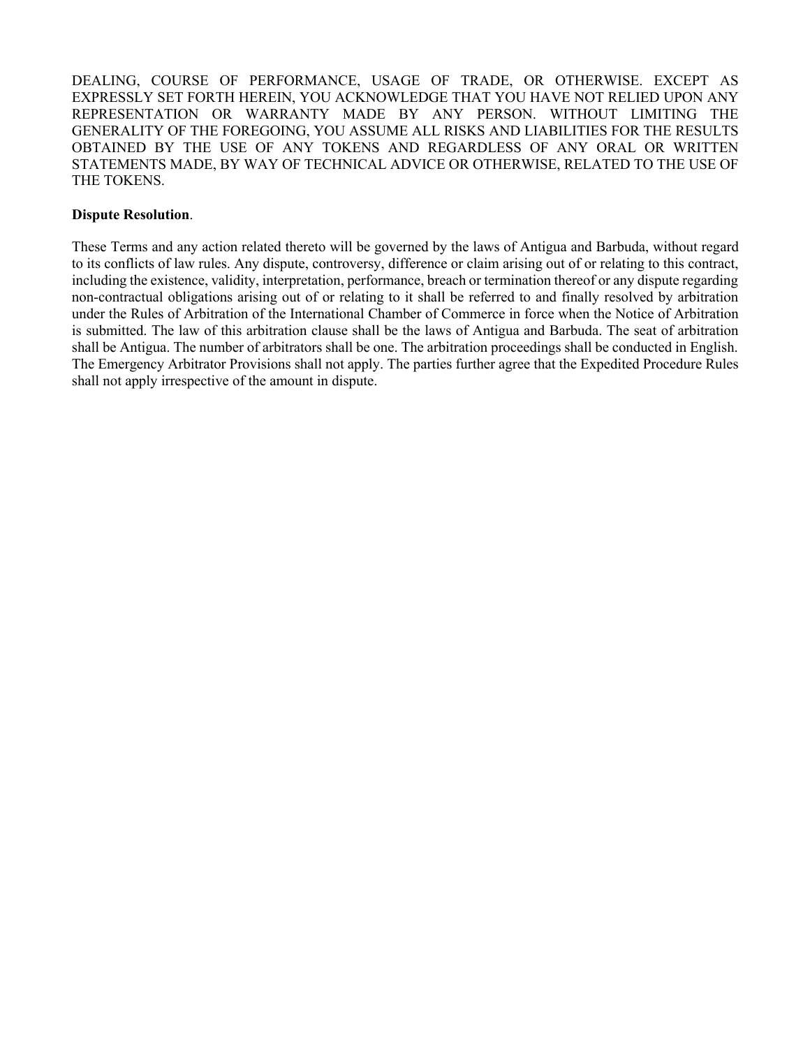DEALING, COURSE OF PERFORMANCE, USAGE OF TRADE, OR OTHERWISE. EXCEPT AS EXPRESSLY SET FORTH HEREIN, YOU ACKNOWLEDGE THAT YOU HAVE NOT RELIED UPON ANY REPRESENTATION OR WARRANTY MADE BY ANY PERSON. WITHOUT LIMITING THE GENERALITY OF THE FOREGOING, YOU ASSUME ALL RISKS AND LIABILITIES FOR THE RESULTS OBTAINED BY THE USE OF ANY TOKENS AND REGARDLESS OF ANY ORAL OR WRITTEN STATEMENTS MADE, BY WAY OF TECHNICAL ADVICE OR OTHERWISE, RELATED TO THE USE OF THE TOKENS.

**Dispute Resolution**.

These Terms and any action related thereto will be governed by the laws of Antigua and Barbuda, without regard to its conflicts of law rules. Any dispute, controversy, difference or claim arising out of or relating to this contract, including the existence, validity, interpretation, performance, breach or termination thereof or any dispute regarding non-contractual obligations arising out of or relating to it shall be referred to and finally resolved by arbitration under the Rules of Arbitration of the International Chamber of Commerce in force when the Notice of Arbitration is submitted. The law of this arbitration clause shall be the laws of Antigua and Barbuda. The seat of arbitration shall be Antigua. The number of arbitrators shall be one. The arbitration proceedings shall be conducted in English. The Emergency Arbitrator Provisions shall not apply. The parties further agree that the Expedited Procedure Rules shall not apply irrespective of the amount in dispute.